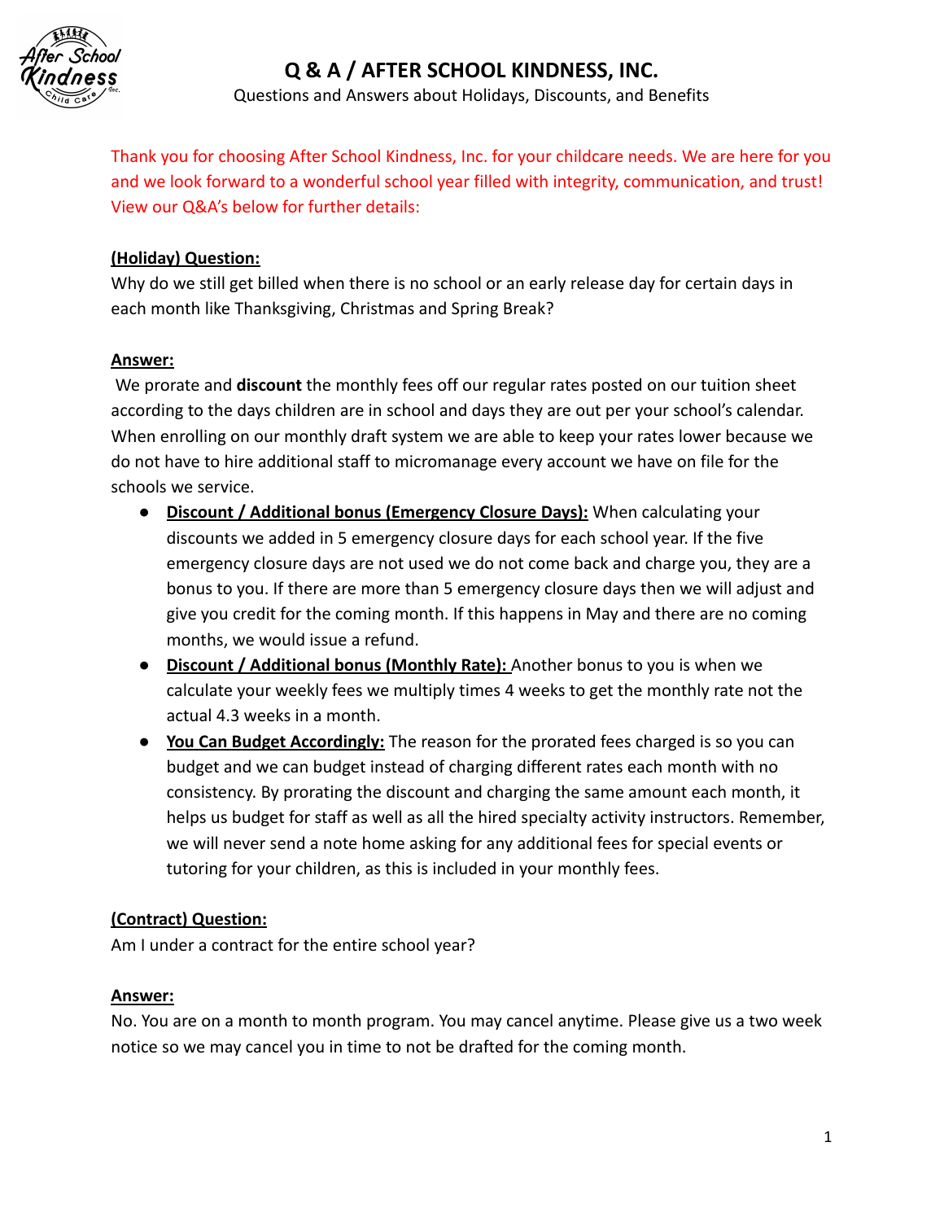# Q & A / AFTER SCHOOL KINDNESS, INC.

Questions and Answers about Holidays, Discounts, and Benefits

Thank you for choosing After School Kindness, Inc. for your childcare needs. We are here for you and we look forward to a wonderful school year filled with integrity, communication, and trust! View our Q&A's below for further details:

**(Holiday) Question:**

Why do we still get billed when there is no school or an early release day for certain days in each month like Thanksgiving, Christmas and Spring Break?

**Answer:**

We prorate and **discount** the monthly fees off our regular rates posted on our tuition sheet according to the days children are in school and days they are out per your school's calendar. When enrolling on our monthly draft system we are able to keep your rates lower because we do not have to hire additional staff to micromanage every account we have on file for the schools we service.

- **Discount / Additional bonus (Emergency Closure Days):** When calculating your discounts we added in 5 emergency closure days for each school year. If the five emergency closure days are not used we do not come back and charge you, they are a bonus to you. If there are more than 5 emergency closure days then we will adjust and give you credit for the coming month. If this happens in May and there are no coming months, we would issue a refund.
- **Discount / Additional bonus (Monthly Rate):** Another bonus to you is when we calculate your weekly fees we multiply times 4 weeks to get the monthly rate not the actual 4.3 weeks in a month.
- **You Can Budget Accordingly:** The reason for the prorated fees charged is so you can budget and we can budget instead of charging different rates each month with no consistency. By prorating the discount and charging the same amount each month, it helps us budget for staff as well as all the hired specialty activity instructors. Remember, we will never send a note home asking for any additional fees for special events or tutoring for your children, as this is included in your monthly fees.

**(Contract) Question:**

Am I under a contract for the entire school year?

**Answer:**

No. You are on a month to month program. You may cancel anytime. Please give us a two week notice so we may cancel you in time to not be drafted for the coming month.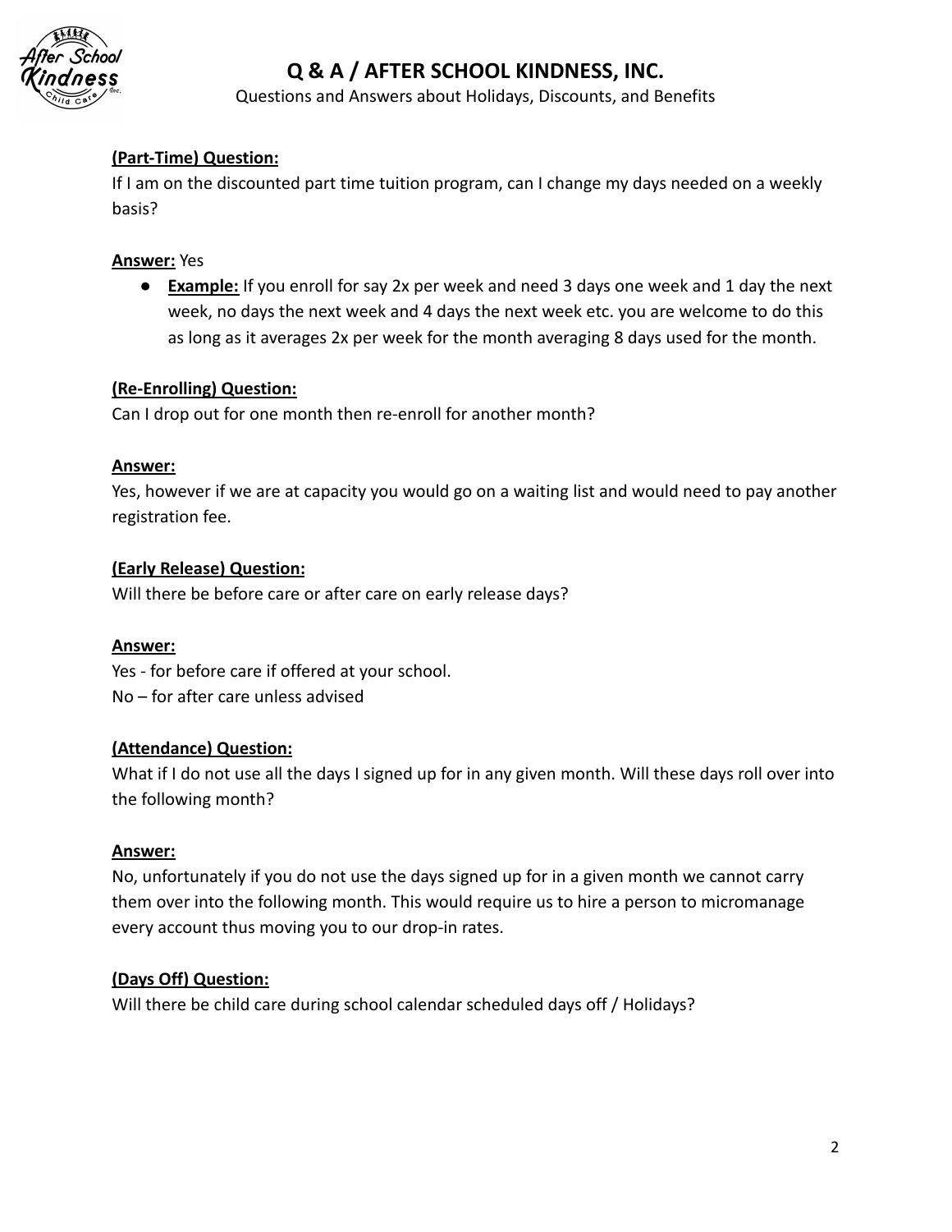**(Part-Time) Question:**
If I am on the discounted part time tuition program, can I change my days needed on a weekly basis?

**Answer:** Yes

- **Example:** If you enroll for say 2x per week and need 3 days one week and 1 day the next week, no days the next week and 4 days the next week etc. you are welcome to do this as long as it averages 2x per week for the month averaging 8 days used for the month.

**(Re-Enrolling) Question:**
Can I drop out for one month then re-enroll for another month?

**Answer:**
Yes, however if we are at capacity you would go on a waiting list and would need to pay another registration fee.

**(Early Release) Question:**
Will there be before care or after care on early release days?

**Answer:**
Yes - for before care if offered at your school.
No – for after care unless advised

**(Attendance) Question:**
What if I do not use all the days I signed up for in any given month. Will these days roll over into the following month?

**Answer:**
No, unfortunately if you do not use the days signed up for in a given month we cannot carry them over into the following month. This would require us to hire a person to micromanage every account thus moving you to our drop-in rates.

**(Days Off) Question:**
Will there be child care during school calendar scheduled days off / Holidays?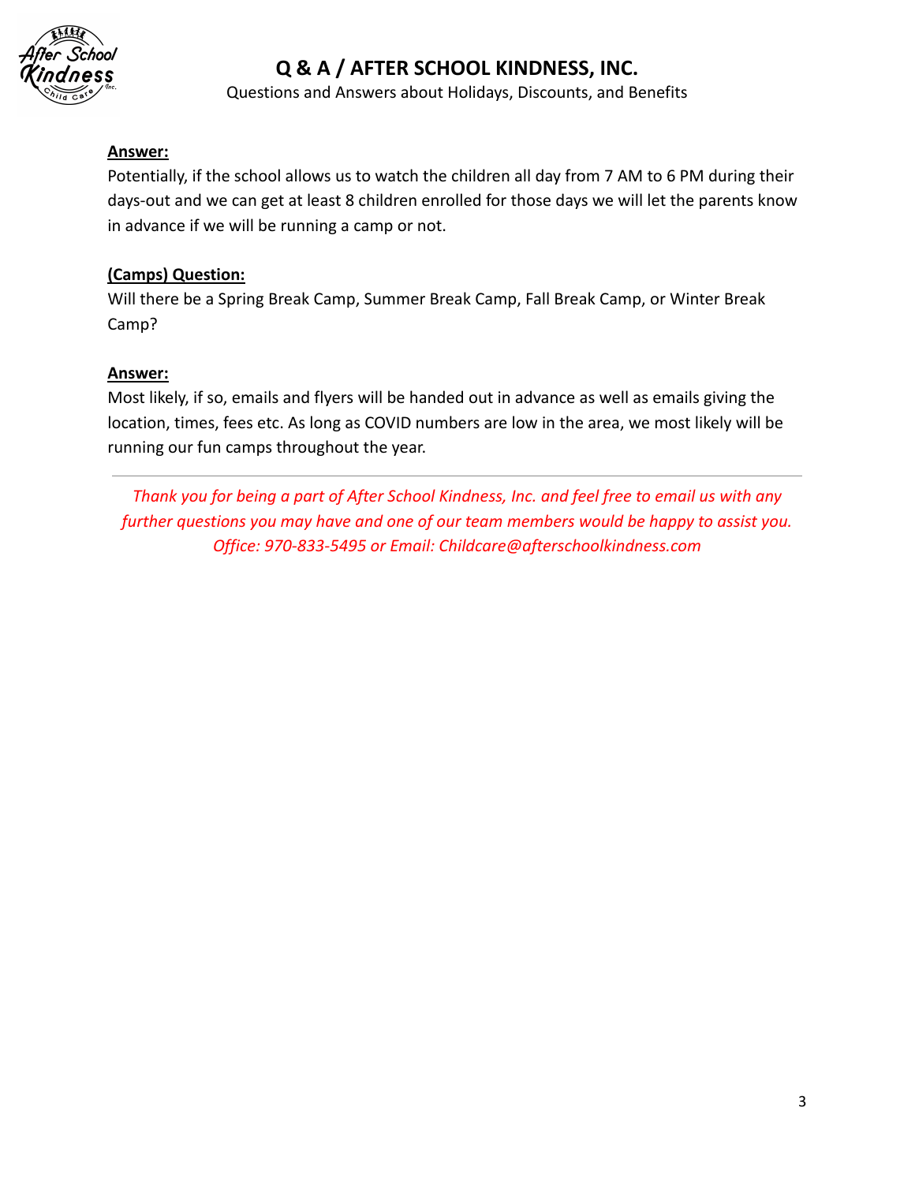**Answer:**

Potentially, if the school allows us to watch the children all day from 7 AM to 6 PM during their days-out and we can get at least 8 children enrolled for those days we will let the parents know in advance if we will be running a camp or not.

**(Camps) Question:**

Will there be a Spring Break Camp, Summer Break Camp, Fall Break Camp, or Winter Break Camp?

**Answer:**

Most likely, if so, emails and flyers will be handed out in advance as well as emails giving the location, times, fees etc. As long as COVID numbers are low in the area, we most likely will be running our fun camps throughout the year.

---

*Thank you for being a part of After School Kindness, Inc. and feel free to email us with any further questions you may have and one of our team members would be happy to assist you. Office: 970-833-5495 or Email: Childcare@afterschoolkindness.com*